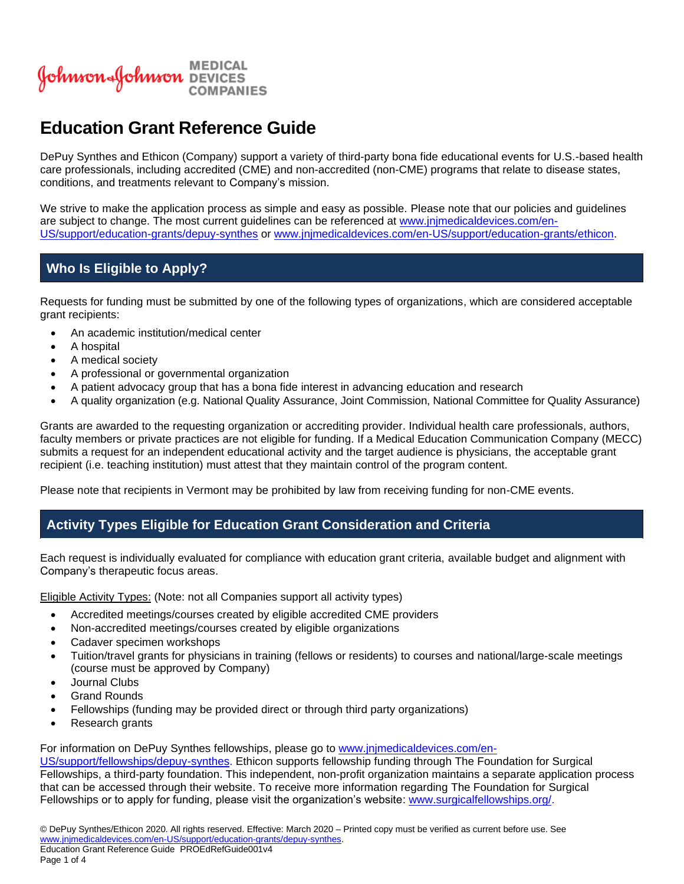Johnson & Johnson MEDICAL DEVICES COMPANIES

# Education Grant Reference Guide

DePuy Synthes and Ethicon (Company) support a variety of third-party bona fide educational events for U.S.-based health care professionals, including accredited (CME) and non-accredited (non-CME) programs that relate to disease states, conditions, and treatments relevant to Company's mission.

We strive to make the application process as simple and easy as possible. Please note that our policies and guidelines are subject to change. The most current guidelines can be referenced at www.jnjmedicaldevices.com/en-US/support/education-grants/depuy-synthes or www.jnjmedicaldevices.com/en-US/support/education-grants/ethicon.

## Who Is Eligible to Apply?

Requests for funding must be submitted by one of the following types of organizations, which are considered acceptable grant recipients:

- An academic institution/medical center
- A hospital
- A medical society
- A professional or governmental organization
- A patient advocacy group that has a bona fide interest in advancing education and research
- A quality organization (e.g. National Quality Assurance, Joint Commission, National Committee for Quality Assurance)

Grants are awarded to the requesting organization or accrediting provider. Individual health care professionals, authors, faculty members or private practices are not eligible for funding. If a Medical Education Communication Company (MECC) submits a request for an independent educational activity and the target audience is physicians, the acceptable grant recipient (i.e. teaching institution) must attest that they maintain control of the program content.

Please note that recipients in Vermont may be prohibited by law from receiving funding for non-CME events.

## Activity Types Eligible for Education Grant Consideration and Criteria

Each request is individually evaluated for compliance with education grant criteria, available budget and alignment with Company's therapeutic focus areas.

Eligible Activity Types: (Note: not all Companies support all activity types)

- Accredited meetings/courses created by eligible accredited CME providers
- Non-accredited meetings/courses created by eligible organizations
- Cadaver specimen workshops
- Tuition/travel grants for physicians in training (fellows or residents) to courses and national/large-scale meetings (course must be approved by Company)
- Journal Clubs
- Grand Rounds
- Fellowships (funding may be provided direct or through third party organizations)
- Research grants

For information on DePuy Synthes fellowships, please go to www.jnjmedicaldevices.com/en-US/support/fellowships/depuy-synthes. Ethicon supports fellowship funding through The Foundation for Surgical Fellowships, a third-party foundation. This independent, non-profit organization maintains a separate application process that can be accessed through their website. To receive more information regarding The Foundation for Surgical Fellowships or to apply for funding, please visit the organization's website: www.surgicalfellowships.org/.

© DePuy Synthes/Ethicon 2020. All rights reserved. Effective: March 2020 – Printed copy must be verified as current before use. See www.jnjmedicaldevices.com/en-US/support/education-grants/depuy-synthes.
Education Grant Reference Guide PROEdRefGuide001v4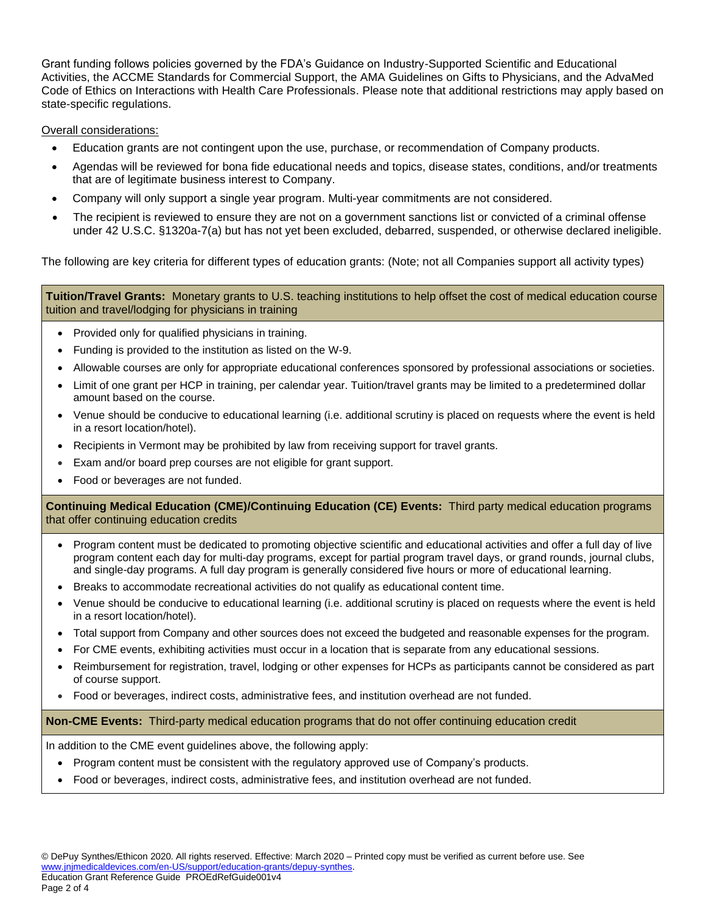Grant funding follows policies governed by the FDA's Guidance on Industry-Supported Scientific and Educational Activities, the ACCME Standards for Commercial Support, the AMA Guidelines on Gifts to Physicians, and the AdvaMed Code of Ethics on Interactions with Health Care Professionals. Please note that additional restrictions may apply based on state-specific regulations.

Overall considerations:

- Education grants are not contingent upon the use, purchase, or recommendation of Company products.
- Agendas will be reviewed for bona fide educational needs and topics, disease states, conditions, and/or treatments that are of legitimate business interest to Company.
- Company will only support a single year program. Multi-year commitments are not considered.
- The recipient is reviewed to ensure they are not on a government sanctions list or convicted of a criminal offense under 42 U.S.C. §1320a-7(a) but has not yet been excluded, debarred, suspended, or otherwise declared ineligible.

The following are key criteria for different types of education grants: (Note; not all Companies support all activity types)

**Tuition/Travel Grants:** Monetary grants to U.S. teaching institutions to help offset the cost of medical education course tuition and travel/lodging for physicians in training

- Provided only for qualified physicians in training.
- Funding is provided to the institution as listed on the W-9.
- Allowable courses are only for appropriate educational conferences sponsored by professional associations or societies.
- Limit of one grant per HCP in training, per calendar year. Tuition/travel grants may be limited to a predetermined dollar amount based on the course.
- Venue should be conducive to educational learning (i.e. additional scrutiny is placed on requests where the event is held in a resort location/hotel).
- Recipients in Vermont may be prohibited by law from receiving support for travel grants.
- Exam and/or board prep courses are not eligible for grant support.
- Food or beverages are not funded.

**Continuing Medical Education (CME)/Continuing Education (CE) Events:** Third party medical education programs that offer continuing education credits

- Program content must be dedicated to promoting objective scientific and educational activities and offer a full day of live program content each day for multi-day programs, except for partial program travel days, or grand rounds, journal clubs, and single-day programs. A full day program is generally considered five hours or more of educational learning.
- Breaks to accommodate recreational activities do not qualify as educational content time.
- Venue should be conducive to educational learning (i.e. additional scrutiny is placed on requests where the event is held in a resort location/hotel).
- Total support from Company and other sources does not exceed the budgeted and reasonable expenses for the program.
- For CME events, exhibiting activities must occur in a location that is separate from any educational sessions.
- Reimbursement for registration, travel, lodging or other expenses for HCPs as participants cannot be considered as part of course support.
- Food or beverages, indirect costs, administrative fees, and institution overhead are not funded.

**Non-CME Events:** Third-party medical education programs that do not offer continuing education credit

In addition to the CME event guidelines above, the following apply:

- Program content must be consistent with the regulatory approved use of Company's products.
- Food or beverages, indirect costs, administrative fees, and institution overhead are not funded.

© DePuy Synthes/Ethicon 2020. All rights reserved. Effective: March 2020 – Printed copy must be verified as current before use. See www.jnjmedicaldevices.com/en-US/support/education-grants/depuy-synthes.
Education Grant Reference Guide PROEdRefGuide001v4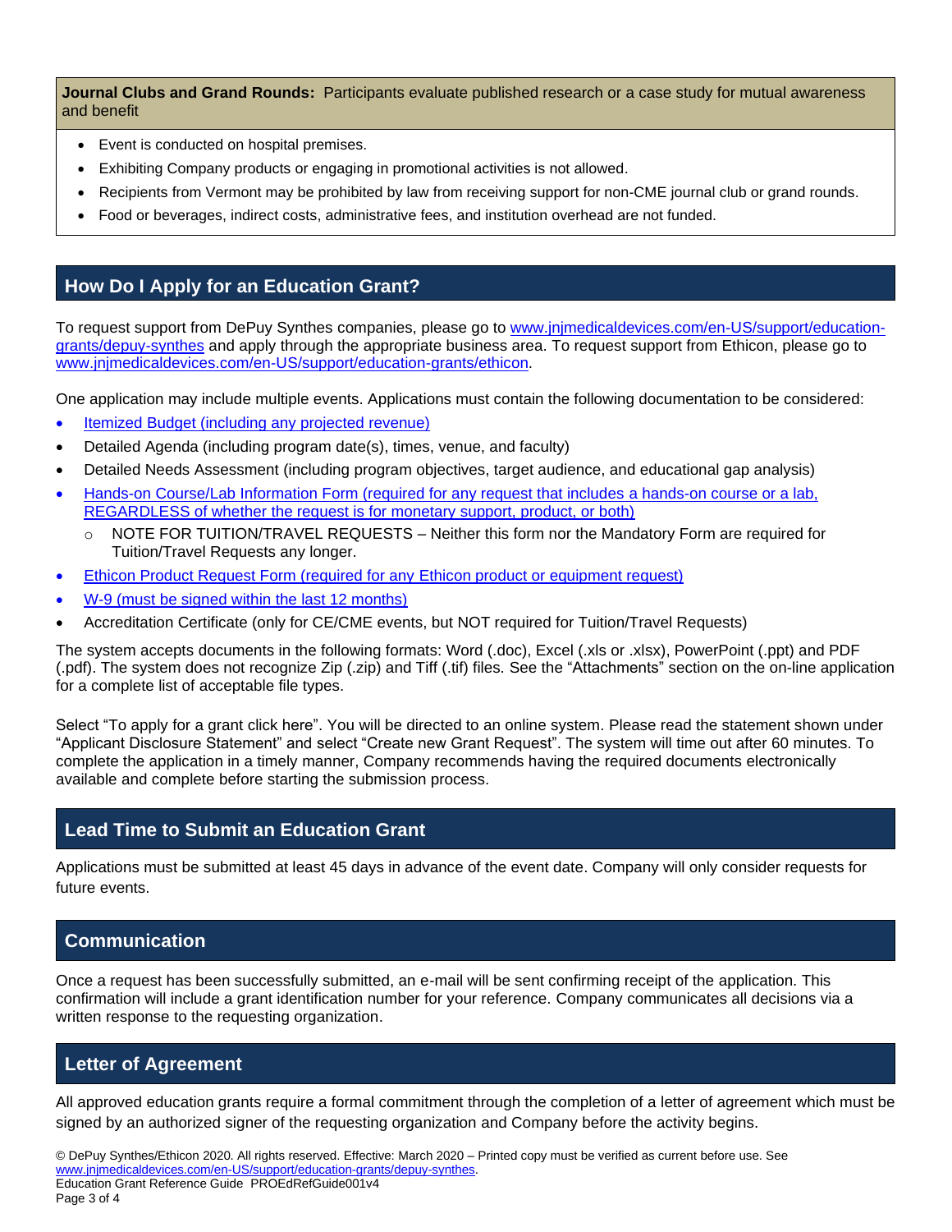**Journal Clubs and Grand Rounds:** Participants evaluate published research or a case study for mutual awareness and benefit

- Event is conducted on hospital premises.
- Exhibiting Company products or engaging in promotional activities is not allowed.
- Recipients from Vermont may be prohibited by law from receiving support for non-CME journal club or grand rounds.
- Food or beverages, indirect costs, administrative fees, and institution overhead are not funded.

## How Do I Apply for an Education Grant?

To request support from DePuy Synthes companies, please go to www.jnjmedicaldevices.com/en-US/support/education-grants/depuy-synthes and apply through the appropriate business area. To request support from Ethicon, please go to www.jnjmedicaldevices.com/en-US/support/education-grants/ethicon.

One application may include multiple events. Applications must contain the following documentation to be considered:

- Itemized Budget (including any projected revenue)
- Detailed Agenda (including program date(s), times, venue, and faculty)
- Detailed Needs Assessment (including program objectives, target audience, and educational gap analysis)
- Hands-on Course/Lab Information Form (required for any request that includes a hands-on course or a lab, REGARDLESS of whether the request is for monetary support, product, or both)
  - NOTE FOR TUITION/TRAVEL REQUESTS – Neither this form nor the Mandatory Form are required for Tuition/Travel Requests any longer.
- Ethicon Product Request Form (required for any Ethicon product or equipment request)
- W-9 (must be signed within the last 12 months)
- Accreditation Certificate (only for CE/CME events, but NOT required for Tuition/Travel Requests)

The system accepts documents in the following formats: Word (.doc), Excel (.xls or .xlsx), PowerPoint (.ppt) and PDF (.pdf). The system does not recognize Zip (.zip) and Tiff (.tif) files. See the "Attachments" section on the on-line application for a complete list of acceptable file types.

Select "To apply for a grant click here". You will be directed to an online system. Please read the statement shown under "Applicant Disclosure Statement" and select "Create new Grant Request". The system will time out after 60 minutes. To complete the application in a timely manner, Company recommends having the required documents electronically available and complete before starting the submission process.

## Lead Time to Submit an Education Grant

Applications must be submitted at least 45 days in advance of the event date. Company will only consider requests for future events.

## Communication

Once a request has been successfully submitted, an e-mail will be sent confirming receipt of the application. This confirmation will include a grant identification number for your reference. Company communicates all decisions via a written response to the requesting organization.

## Letter of Agreement

All approved education grants require a formal commitment through the completion of a letter of agreement which must be signed by an authorized signer of the requesting organization and Company before the activity begins.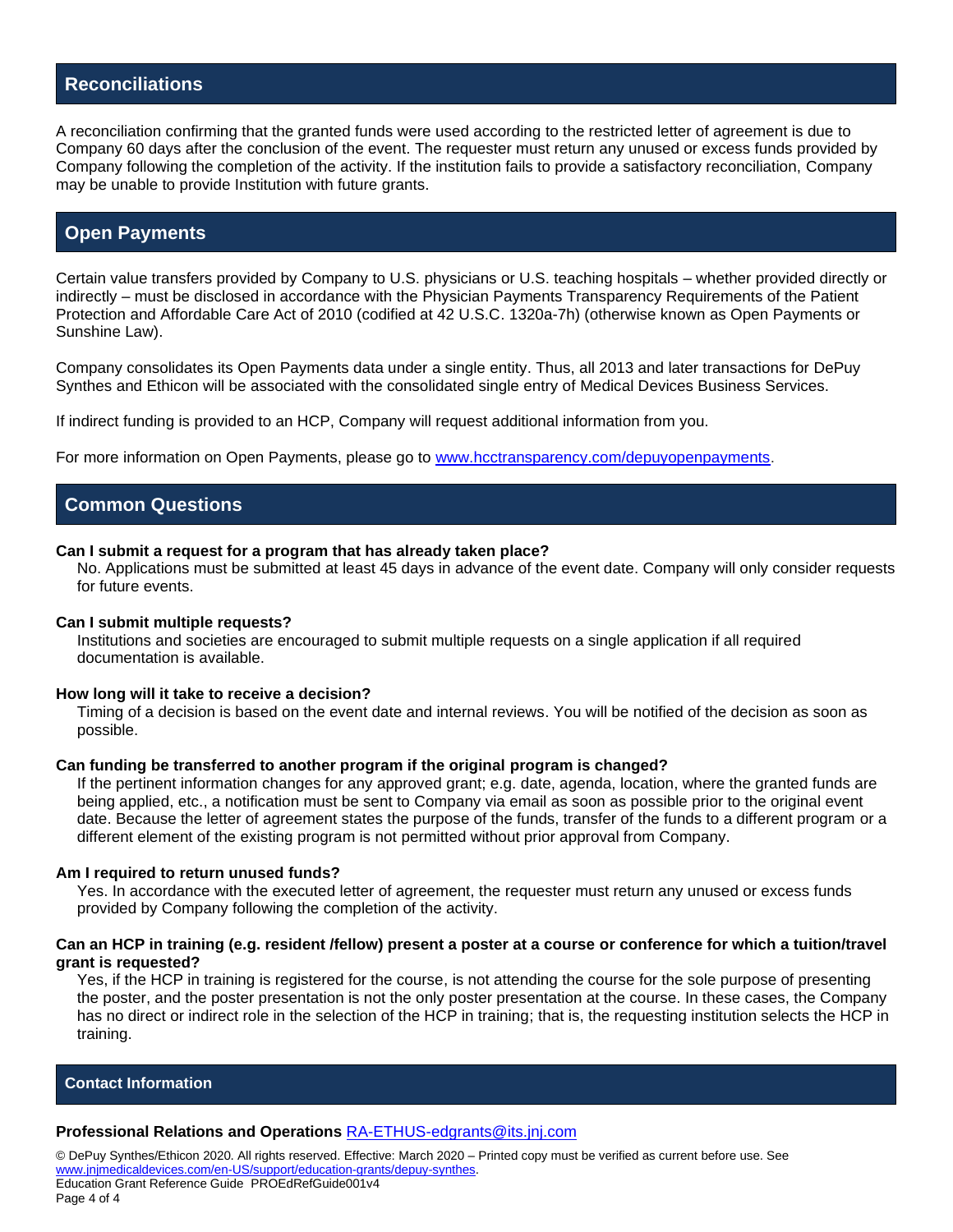## Reconciliations

A reconciliation confirming that the granted funds were used according to the restricted letter of agreement is due to Company 60 days after the conclusion of the event. The requester must return any unused or excess funds provided by Company following the completion of the activity. If the institution fails to provide a satisfactory reconciliation, Company may be unable to provide Institution with future grants.

## Open Payments

Certain value transfers provided by Company to U.S. physicians or U.S. teaching hospitals – whether provided directly or indirectly – must be disclosed in accordance with the Physician Payments Transparency Requirements of the Patient Protection and Affordable Care Act of 2010 (codified at 42 U.S.C. 1320a-7h) (otherwise known as Open Payments or Sunshine Law).

Company consolidates its Open Payments data under a single entity. Thus, all 2013 and later transactions for DePuy Synthes and Ethicon will be associated with the consolidated single entry of Medical Devices Business Services.

If indirect funding is provided to an HCP, Company will request additional information from you.

For more information on Open Payments, please go to [www.hcctransparency.com/depuyopenpayments](www.hcctransparency.com/depuyopenpayments).

## Common Questions

**Can I submit a request for a program that has already taken place?**

No. Applications must be submitted at least 45 days in advance of the event date. Company will only consider requests for future events.

**Can I submit multiple requests?**

Institutions and societies are encouraged to submit multiple requests on a single application if all required documentation is available.

**How long will it take to receive a decision?**

Timing of a decision is based on the event date and internal reviews. You will be notified of the decision as soon as possible.

**Can funding be transferred to another program if the original program is changed?**

If the pertinent information changes for any approved grant; e.g. date, agenda, location, where the granted funds are being applied, etc., a notification must be sent to Company via email as soon as possible prior to the original event date. Because the letter of agreement states the purpose of the funds, transfer of the funds to a different program or a different element of the existing program is not permitted without prior approval from Company.

**Am I required to return unused funds?**

Yes. In accordance with the executed letter of agreement, the requester must return any unused or excess funds provided by Company following the completion of the activity.

**Can an HCP in training (e.g. resident /fellow) present a poster at a course or conference for which a tuition/travel grant is requested?**

Yes, if the HCP in training is registered for the course, is not attending the course for the sole purpose of presenting the poster, and the poster presentation is not the only poster presentation at the course. In these cases, the Company has no direct or indirect role in the selection of the HCP in training; that is, the requesting institution selects the HCP in training.

## Contact Information

**Professional Relations and Operations** [RA-ETHUS-edgrants@its.jnj.com](mailto:RA-ETHUS-edgrants@its.jnj.com)

© DePuy Synthes/Ethicon 2020. All rights reserved. Effective: March 2020 – Printed copy must be verified as current before use. See [www.jnjmedicaldevices.com/en-US/support/education-grants/depuy-synthes](www.jnjmedicaldevices.com/en-US/support/education-grants/depuy-synthes).

Education Grant Reference Guide PROEdRefGuide001v4